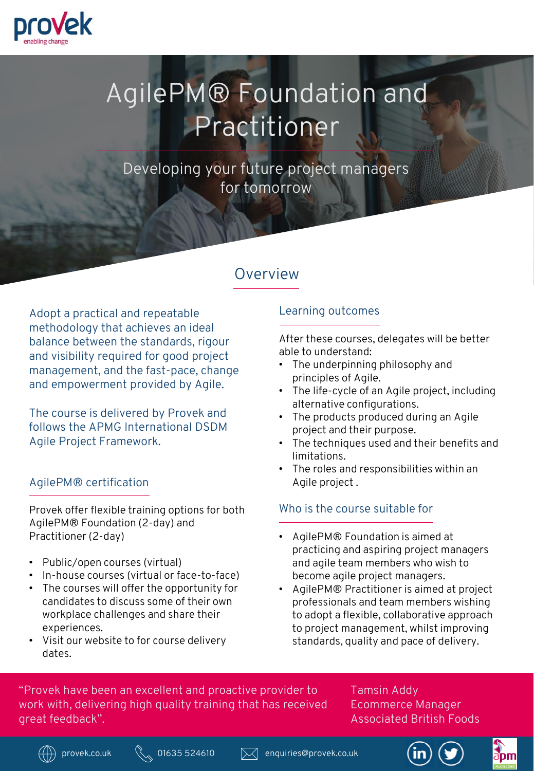provek
enabling change

# AgilePM® Foundation and Practitioner

Developing your future project managers for tomorrow

## Overview

Adopt a practical and repeatable methodology that achieves an ideal balance between the standards, rigour and visibility required for good project management, and the fast-pace, change and empowerment provided by Agile.

The course is delivered by Provek and follows the APMG International DSDM Agile Project Framework.

### AgilePM® certification

Provek offer flexible training options for both AgilePM® Foundation (2-day) and Practitioner (2-day)

- Public/open courses (virtual)
- In-house courses (virtual or face-to-face)
- The courses will offer the opportunity for candidates to discuss some of their own workplace challenges and share their experiences.
- Visit our website to for course delivery dates.

### Learning outcomes

After these courses, delegates will be better able to understand:

- The underpinning philosophy and principles of Agile.
- The life-cycle of an Agile project, including alternative configurations.
- The products produced during an Agile project and their purpose.
- The techniques used and their benefits and limitations.
- The roles and responsibilities within an Agile project .

### Who is the course suitable for

- AgilePM® Foundation is aimed at practicing and aspiring project managers and agile team members who wish to become agile project managers.
- AgilePM® Practitioner is aimed at project professionals and team members wishing to adopt a flexible, collaborative approach to project management, whilst improving standards, quality and pace of delivery.

"Provek have been an excellent and proactive provider to work with, delivering high quality training that has received great feedback".

Tamsin Addy
Ecommerce Manager
Associated British Foods

provek.co.uk | 01635 524610 | enquiries@provek.co.uk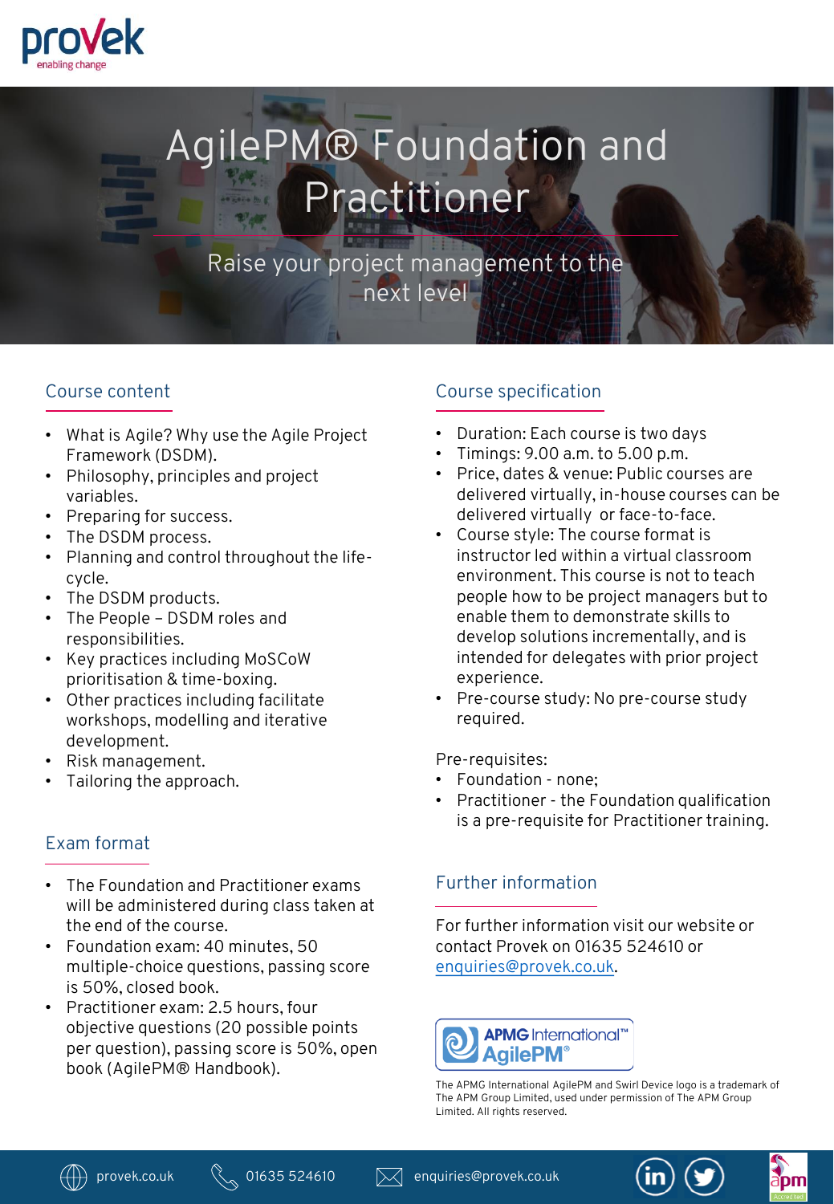provek
enabling change

# AgilePM® Foundation and Practitioner

Raise your project management to the next level

## Course content

- What is Agile? Why use the Agile Project Framework (DSDM).
- Philosophy, principles and project variables.
- Preparing for success.
- The DSDM process.
- Planning and control throughout the life-cycle.
- The DSDM products.
- The People – DSDM roles and responsibilities.
- Key practices including MoSCoW prioritisation & time-boxing.
- Other practices including facilitate workshops, modelling and iterative development.
- Risk management.
- Tailoring the approach.

## Exam format

- The Foundation and Practitioner exams will be administered during class taken at the end of the course.
- Foundation exam: 40 minutes, 50 multiple-choice questions, passing score is 50%, closed book.
- Practitioner exam: 2.5 hours, four objective questions (20 possible points per question), passing score is 50%, open book (AgilePM® Handbook).

## Course specification

- Duration: Each course is two days
- Timings: 9.00 a.m. to 5.00 p.m.
- Price, dates & venue: Public courses are delivered virtually, in-house courses can be delivered virtually or face-to-face.
- Course style: The course format is instructor led within a virtual classroom environment. This course is not to teach people how to be project managers but to enable them to demonstrate skills to develop solutions incrementally, and is intended for delegates with prior project experience.
- Pre-course study: No pre-course study required.

Pre-requisites:

- Foundation - none;
- Practitioner - the Foundation qualification is a pre-requisite for Practitioner training.

## Further information

For further information visit our website or contact Provek on 01635 524610 or enquiries@provek.co.uk.

APMG International™ AgilePM®

The APMG International AgilePM and Swirl Device logo is a trademark of The APM Group Limited, used under permission of The APM Group Limited. All rights reserved.

provek.co.uk | 01635 524610 | enquiries@provek.co.uk